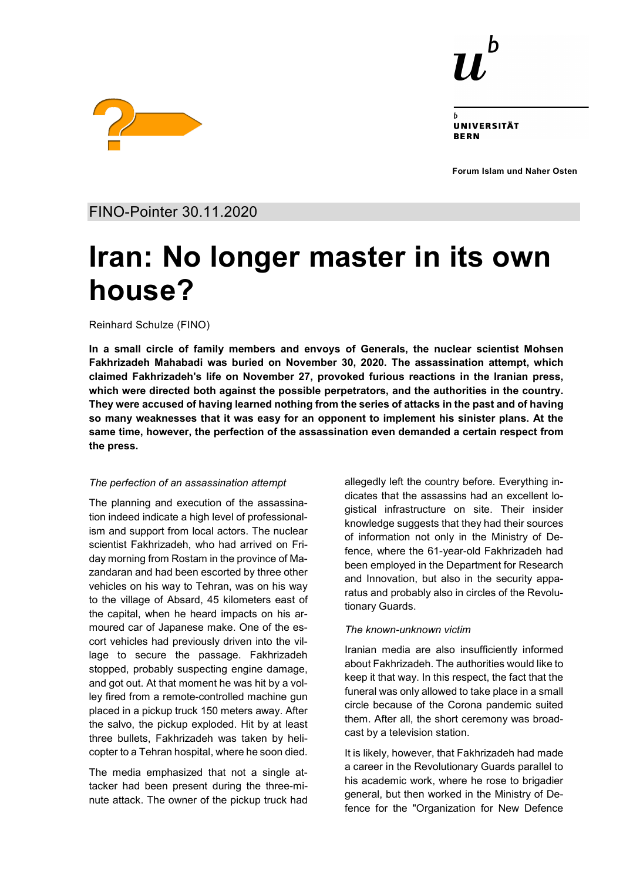Universität Bern

Forum Islam und Naher Osten

FINO-Pointer 30.11.2020

# Iran: No longer master in its own house?

Reinhard Schulze (FINO)

**In a small circle of family members and envoys of Generals, the nuclear scientist Mohsen Fakhrizadeh Mahabadi was buried on November 30, 2020. The assassination attempt, which claimed Fakhrizadeh's life on November 27, provoked furious reactions in the Iranian press, which were directed both against the possible perpetrators, and the authorities in the country. They were accused of having learned nothing from the series of attacks in the past and of having so many weaknesses that it was easy for an opponent to implement his sinister plans. At the same time, however, the perfection of the assassination even demanded a certain respect from the press.**

*The perfection of an assassination attempt*

The planning and execution of the assassination indeed indicate a high level of professionalism and support from local actors. The nuclear scientist Fakhrizadeh, who had arrived on Friday morning from Rostam in the province of Mazandaran and had been escorted by three other vehicles on his way to Tehran, was on his way to the village of Absard, 45 kilometers east of the capital, when he heard impacts on his armoured car of Japanese make. One of the escort vehicles had previously driven into the village to secure the passage. Fakhrizadeh stopped, probably suspecting engine damage, and got out. At that moment he was hit by a volley fired from a remote-controlled machine gun placed in a pickup truck 150 meters away. After the salvo, the pickup exploded. Hit by at least three bullets, Fakhrizadeh was taken by helicopter to a Tehran hospital, where he soon died.

The media emphasized that not a single attacker had been present during the three-minute attack. The owner of the pickup truck had allegedly left the country before. Everything indicates that the assassins had an excellent logistical infrastructure on site. Their insider knowledge suggests that they had their sources of information not only in the Ministry of Defence, where the 61-year-old Fakhrizadeh had been employed in the Department for Research and Innovation, but also in the security apparatus and probably also in circles of the Revolutionary Guards.

*The known-unknown victim*

Iranian media are also insufficiently informed about Fakhrizadeh. The authorities would like to keep it that way. In this respect, the fact that the funeral was only allowed to take place in a small circle because of the Corona pandemic suited them. After all, the short ceremony was broadcast by a television station.

It is likely, however, that Fakhrizadeh had made a career in the Revolutionary Guards parallel to his academic work, where he rose to brigadier general, but then worked in the Ministry of Defence for the "Organization for New Defence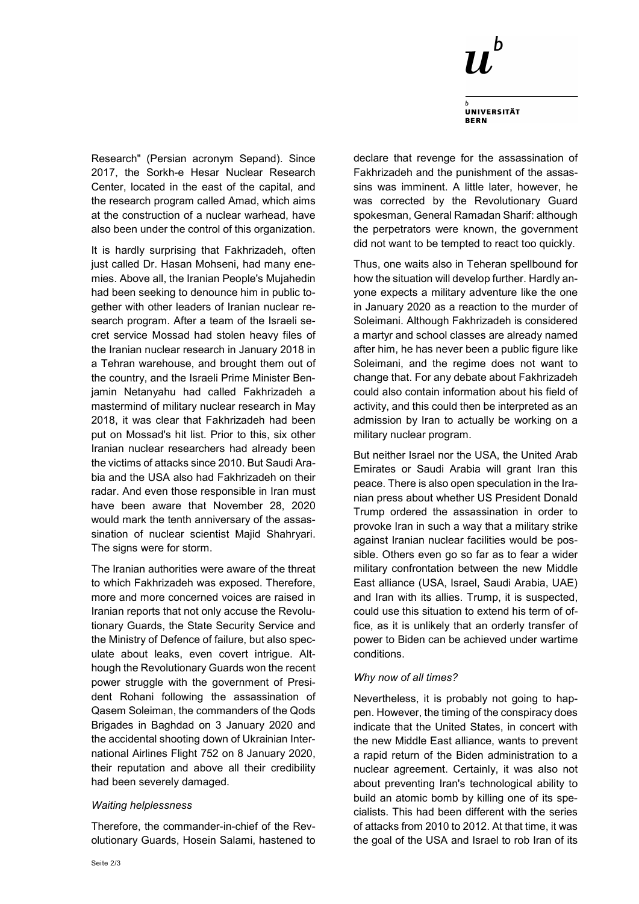Research" (Persian acronym Sepand). Since 2017, the Sorkh-e Hesar Nuclear Research Center, located in the east of the capital, and the research program called Amad, which aims at the construction of a nuclear warhead, have also been under the control of this organization.

It is hardly surprising that Fakhrizadeh, often just called Dr. Hasan Mohseni, had many enemies. Above all, the Iranian People's Mujahedin had been seeking to denounce him in public together with other leaders of Iranian nuclear research program. After a team of the Israeli secret service Mossad had stolen heavy files of the Iranian nuclear research in January 2018 in a Tehran warehouse, and brought them out of the country, and the Israeli Prime Minister Benjamin Netanyahu had called Fakhrizadeh a mastermind of military nuclear research in May 2018, it was clear that Fakhrizadeh had been put on Mossad's hit list. Prior to this, six other Iranian nuclear researchers had already been the victims of attacks since 2010. But Saudi Arabia and the USA also had Fakhrizadeh on their radar. And even those responsible in Iran must have been aware that November 28, 2020 would mark the tenth anniversary of the assassination of nuclear scientist Majid Shahryari. The signs were for storm.

The Iranian authorities were aware of the threat to which Fakhrizadeh was exposed. Therefore, more and more concerned voices are raised in Iranian reports that not only accuse the Revolutionary Guards, the State Security Service and the Ministry of Defence of failure, but also speculate about leaks, even covert intrigue. Although the Revolutionary Guards won the recent power struggle with the government of President Rohani following the assassination of Qasem Soleiman, the commanders of the Qods Brigades in Baghdad on 3 January 2020 and the accidental shooting down of Ukrainian International Airlines Flight 752 on 8 January 2020, their reputation and above all their credibility had been severely damaged.

*Waiting helplessness*

Therefore, the commander-in-chief of the Revolutionary Guards, Hosein Salami, hastened to declare that revenge for the assassination of Fakhrizadeh and the punishment of the assassins was imminent. A little later, however, he was corrected by the Revolutionary Guard spokesman, General Ramadan Sharif: although the perpetrators were known, the government did not want to be tempted to react too quickly.

Thus, one waits also in Teheran spellbound for how the situation will develop further. Hardly anyone expects a military adventure like the one in January 2020 as a reaction to the murder of Soleimani. Although Fakhrizadeh is considered a martyr and school classes are already named after him, he has never been a public figure like Soleimani, and the regime does not want to change that. For any debate about Fakhrizadeh could also contain information about his field of activity, and this could then be interpreted as an admission by Iran to actually be working on a military nuclear program.

But neither Israel nor the USA, the United Arab Emirates or Saudi Arabia will grant Iran this peace. There is also open speculation in the Iranian press about whether US President Donald Trump ordered the assassination in order to provoke Iran in such a way that a military strike against Iranian nuclear facilities would be possible. Others even go so far as to fear a wider military confrontation between the new Middle East alliance (USA, Israel, Saudi Arabia, UAE) and Iran with its allies. Trump, it is suspected, could use this situation to extend his term of office, as it is unlikely that an orderly transfer of power to Biden can be achieved under wartime conditions.

*Why now of all times?*

Nevertheless, it is probably not going to happen. However, the timing of the conspiracy does indicate that the United States, in concert with the new Middle East alliance, wants to prevent a rapid return of the Biden administration to a nuclear agreement. Certainly, it was also not about preventing Iran's technological ability to build an atomic bomb by killing one of its specialists. This had been different with the series of attacks from 2010 to 2012. At that time, it was the goal of the USA and Israel to rob Iran of its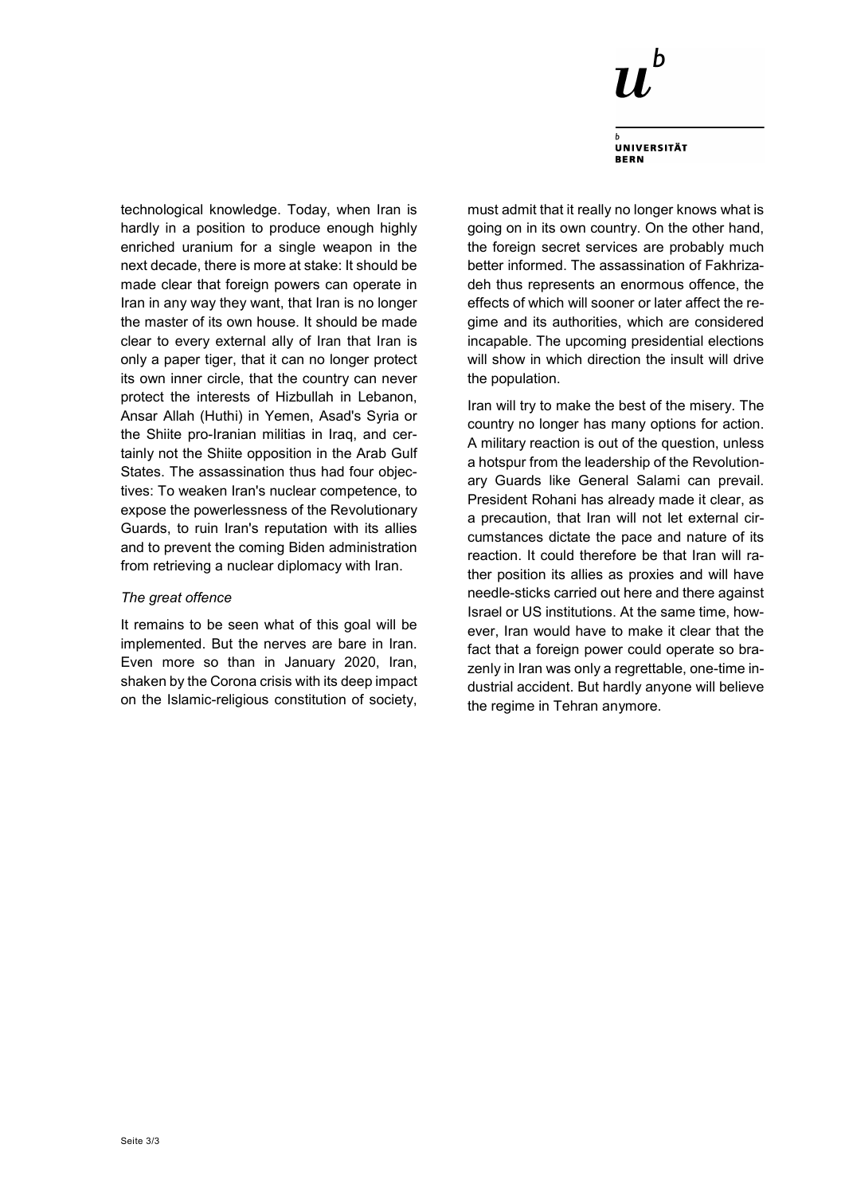technological knowledge. Today, when Iran is hardly in a position to produce enough highly enriched uranium for a single weapon in the next decade, there is more at stake: It should be made clear that foreign powers can operate in Iran in any way they want, that Iran is no longer the master of its own house. It should be made clear to every external ally of Iran that Iran is only a paper tiger, that it can no longer protect its own inner circle, that the country can never protect the interests of Hizbullah in Lebanon, Ansar Allah (Huthi) in Yemen, Asad's Syria or the Shiite pro-Iranian militias in Iraq, and certainly not the Shiite opposition in the Arab Gulf States. The assassination thus had four objectives: To weaken Iran's nuclear competence, to expose the powerlessness of the Revolutionary Guards, to ruin Iran's reputation with its allies and to prevent the coming Biden administration from retrieving a nuclear diplomacy with Iran.

*The great offence*

It remains to be seen what of this goal will be implemented. But the nerves are bare in Iran. Even more so than in January 2020, Iran, shaken by the Corona crisis with its deep impact on the Islamic-religious constitution of society, must admit that it really no longer knows what is going on in its own country. On the other hand, the foreign secret services are probably much better informed. The assassination of Fakhrizadeh thus represents an enormous offence, the effects of which will sooner or later affect the regime and its authorities, which are considered incapable. The upcoming presidential elections will show in which direction the insult will drive the population.

Iran will try to make the best of the misery. The country no longer has many options for action. A military reaction is out of the question, unless a hotspur from the leadership of the Revolutionary Guards like General Salami can prevail. President Rohani has already made it clear, as a precaution, that Iran will not let external circumstances dictate the pace and nature of its reaction. It could therefore be that Iran will rather position its allies as proxies and will have needle-sticks carried out here and there against Israel or US institutions. At the same time, however, Iran would have to make it clear that the fact that a foreign power could operate so brazenly in Iran was only a regrettable, one-time industrial accident. But hardly anyone will believe the regime in Tehran anymore.